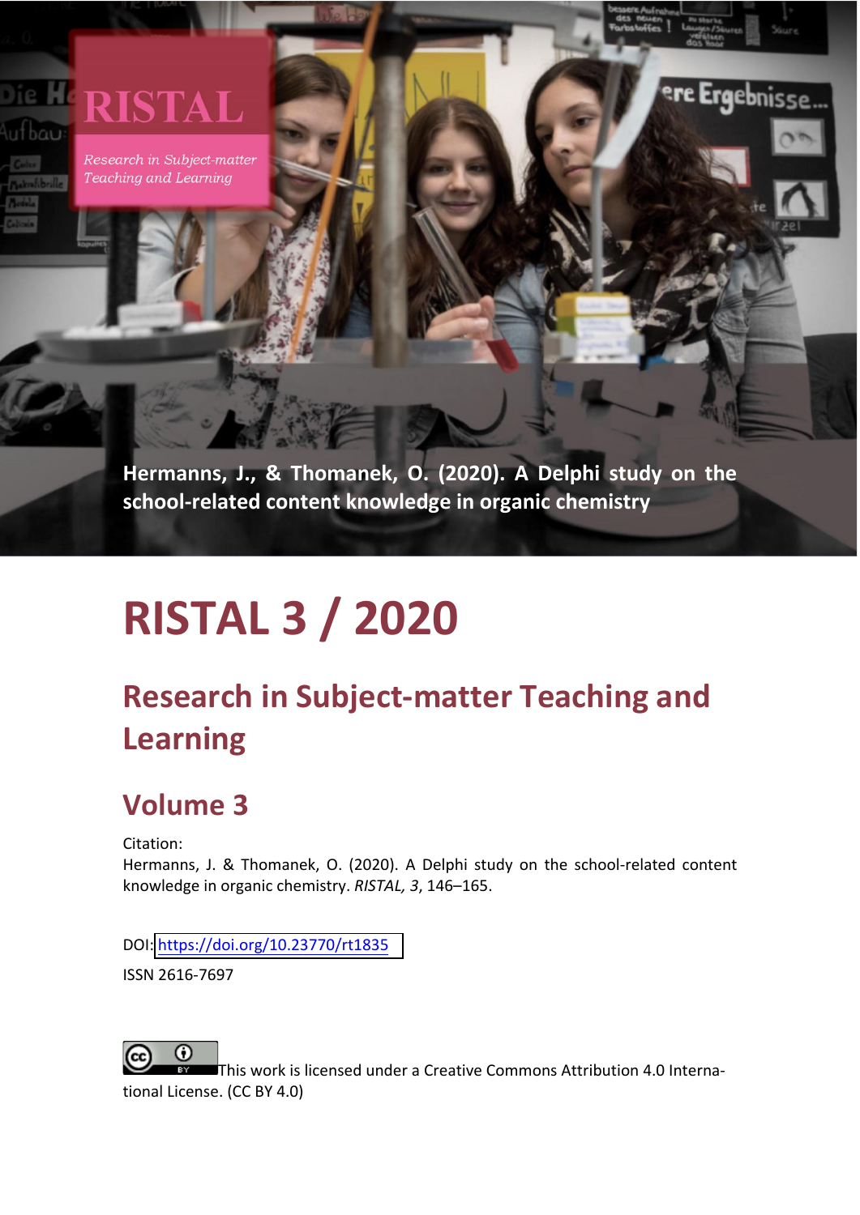RISTAL

*Research in Subject-matter Teaching and Learning*

**Hermanns, J., & Thomanek, O. (2020). A Delphi study on the school-related content knowledge in organic chemistry**

# RISTAL 3 / 2020

## Research in Subject-matter Teaching and Learning

## Volume 3

Citation:
Hermanns, J. & Thomanek, O. (2020). A Delphi study on the school-related content knowledge in organic chemistry. *RISTAL, 3*, 146–165.

DOI: https://doi.org/10.23770/rt1835

ISSN 2616-7697

This work is licensed under a Creative Commons Attribution 4.0 International License. (CC BY 4.0)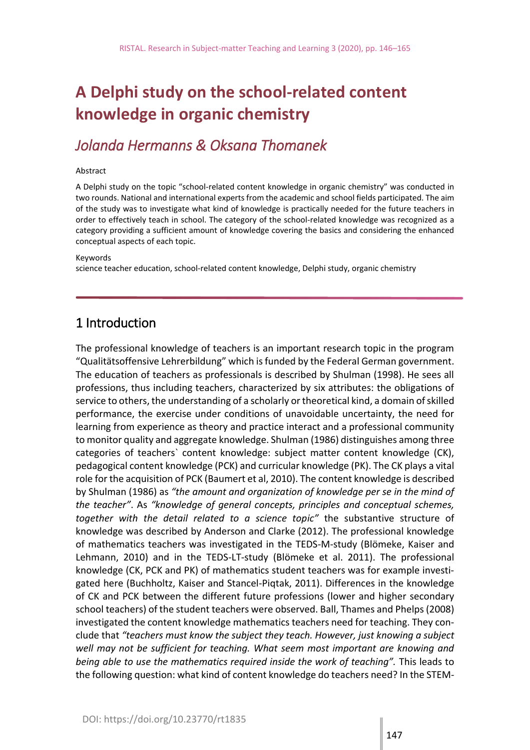# A Delphi study on the school-related content knowledge in organic chemistry

## *Jolanda Hermanns & Oksana Thomanek*

Abstract

A Delphi study on the topic "school-related content knowledge in organic chemistry" was conducted in two rounds. National and international experts from the academic and school fields participated. The aim of the study was to investigate what kind of knowledge is practically needed for the future teachers in order to effectively teach in school. The category of the school-related knowledge was recognized as a category providing a sufficient amount of knowledge covering the basics and considering the enhanced conceptual aspects of each topic.

Keywords

science teacher education, school-related content knowledge, Delphi study, organic chemistry

## 1 Introduction

The professional knowledge of teachers is an important research topic in the program "Qualitätsoffensive Lehrerbildung" which is funded by the Federal German government. The education of teachers as professionals is described by Shulman (1998). He sees all professions, thus including teachers, characterized by six attributes: the obligations of service to others, the understanding of a scholarly or theoretical kind, a domain of skilled performance, the exercise under conditions of unavoidable uncertainty, the need for learning from experience as theory and practice interact and a professional community to monitor quality and aggregate knowledge. Shulman (1986) distinguishes among three categories of teachers` content knowledge: subject matter content knowledge (CK), pedagogical content knowledge (PCK) and curricular knowledge (PK). The CK plays a vital role for the acquisition of PCK (Baumert et al, 2010). The content knowledge is described by Shulman (1986) as *"the amount and organization of knowledge per se in the mind of the teacher"*. As *"knowledge of general concepts, principles and conceptual schemes, together with the detail related to a science topic"* the substantive structure of knowledge was described by Anderson and Clarke (2012). The professional knowledge of mathematics teachers was investigated in the TEDS-M-study (Blömeke, Kaiser and Lehmann, 2010) and in the TEDS-LT-study (Blömeke et al. 2011). The professional knowledge (CK, PCK and PK) of mathematics student teachers was for example investigated here (Buchholtz, Kaiser and Stancel-Piqtak, 2011). Differences in the knowledge of CK and PCK between the different future professions (lower and higher secondary school teachers) of the student teachers were observed. Ball, Thames and Phelps (2008) investigated the content knowledge mathematics teachers need for teaching. They conclude that *"teachers must know the subject they teach. However, just knowing a subject well may not be sufficient for teaching. What seem most important are knowing and being able to use the mathematics required inside the work of teaching"*. This leads to the following question: what kind of content knowledge do teachers need? In the STEM-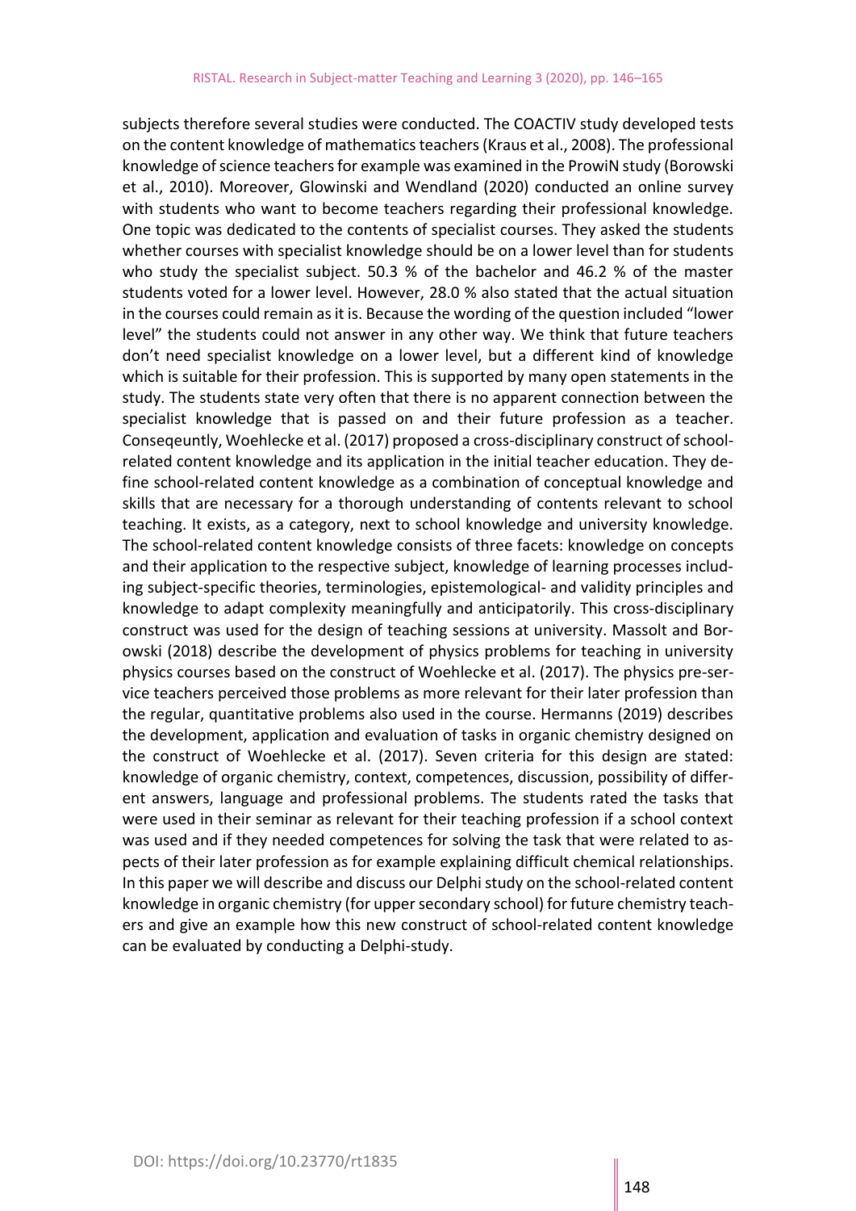subjects therefore several studies were conducted. The COACTIV study developed tests on the content knowledge of mathematics teachers (Kraus et al., 2008). The professional knowledge of science teachers for example was examined in the ProwiN study (Borowski et al., 2010). Moreover, Glowinski and Wendland (2020) conducted an online survey with students who want to become teachers regarding their professional knowledge. One topic was dedicated to the contents of specialist courses. They asked the students whether courses with specialist knowledge should be on a lower level than for students who study the specialist subject. 50.3 % of the bachelor and 46.2 % of the master students voted for a lower level. However, 28.0 % also stated that the actual situation in the courses could remain as it is. Because the wording of the question included "lower level" the students could not answer in any other way. We think that future teachers don't need specialist knowledge on a lower level, but a different kind of knowledge which is suitable for their profession. This is supported by many open statements in the study. The students state very often that there is no apparent connection between the specialist knowledge that is passed on and their future profession as a teacher. Conseqeuntly, Woehlecke et al. (2017) proposed a cross-disciplinary construct of school-related content knowledge and its application in the initial teacher education. They define school-related content knowledge as a combination of conceptual knowledge and skills that are necessary for a thorough understanding of contents relevant to school teaching. It exists, as a category, next to school knowledge and university knowledge. The school-related content knowledge consists of three facets: knowledge on concepts and their application to the respective subject, knowledge of learning processes including subject-specific theories, terminologies, epistemological- and validity principles and knowledge to adapt complexity meaningfully and anticipatorily. This cross-disciplinary construct was used for the design of teaching sessions at university. Massolt and Borowski (2018) describe the development of physics problems for teaching in university physics courses based on the construct of Woehlecke et al. (2017). The physics pre-service teachers perceived those problems as more relevant for their later profession than the regular, quantitative problems also used in the course. Hermanns (2019) describes the development, application and evaluation of tasks in organic chemistry designed on the construct of Woehlecke et al. (2017). Seven criteria for this design are stated: knowledge of organic chemistry, context, competences, discussion, possibility of different answers, language and professional problems. The students rated the tasks that were used in their seminar as relevant for their teaching profession if a school context was used and if they needed competences for solving the task that were related to aspects of their later profession as for example explaining difficult chemical relationships. In this paper we will describe and discuss our Delphi study on the school-related content knowledge in organic chemistry (for upper secondary school) for future chemistry teachers and give an example how this new construct of school-related content knowledge can be evaluated by conducting a Delphi-study.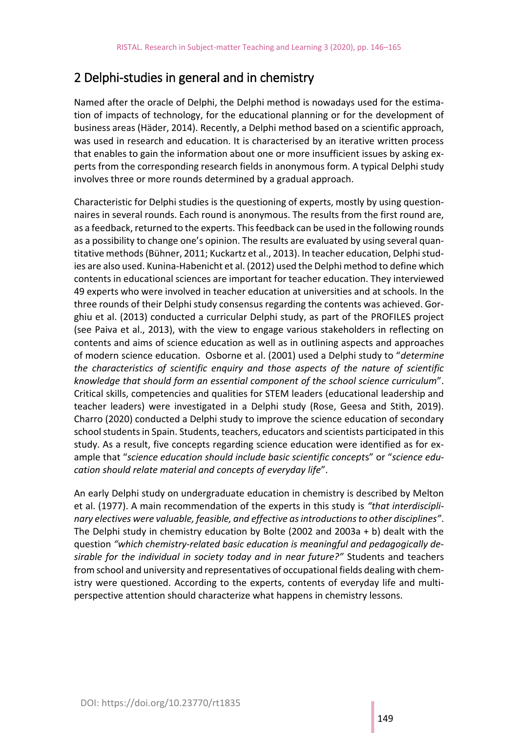## 2 Delphi-studies in general and in chemistry

Named after the oracle of Delphi, the Delphi method is nowadays used for the estimation of impacts of technology, for the educational planning or for the development of business areas (Häder, 2014). Recently, a Delphi method based on a scientific approach, was used in research and education. It is characterised by an iterative written process that enables to gain the information about one or more insufficient issues by asking experts from the corresponding research fields in anonymous form. A typical Delphi study involves three or more rounds determined by a gradual approach.

Characteristic for Delphi studies is the questioning of experts, mostly by using questionnaires in several rounds. Each round is anonymous. The results from the first round are, as a feedback, returned to the experts. This feedback can be used in the following rounds as a possibility to change one's opinion. The results are evaluated by using several quantitative methods (Bühner, 2011; Kuckartz et al., 2013). In teacher education, Delphi studies are also used. Kunina-Habenicht et al. (2012) used the Delphi method to define which contents in educational sciences are important for teacher education. They interviewed 49 experts who were involved in teacher education at universities and at schools. In the three rounds of their Delphi study consensus regarding the contents was achieved. Gorghiu et al. (2013) conducted a curricular Delphi study, as part of the PROFILES project (see Paiva et al., 2013), with the view to engage various stakeholders in reflecting on contents and aims of science education as well as in outlining aspects and approaches of modern science education. Osborne et al. (2001) used a Delphi study to "*determine the characteristics of scientific enquiry and those aspects of the nature of scientific knowledge that should form an essential component of the school science curriculum*". Critical skills, competencies and qualities for STEM leaders (educational leadership and teacher leaders) were investigated in a Delphi study (Rose, Geesa and Stith, 2019). Charro (2020) conducted a Delphi study to improve the science education of secondary school students in Spain. Students, teachers, educators and scientists participated in this study. As a result, five concepts regarding science education were identified as for example that "*science education should include basic scientific concepts*" or "*science education should relate material and concepts of everyday life*".

An early Delphi study on undergraduate education in chemistry is described by Melton et al. (1977). A main recommendation of the experts in this study is *"that interdisciplinary electives were valuable, feasible, and effective as introductions to other disciplines"*. The Delphi study in chemistry education by Bolte (2002 and 2003a + b) dealt with the question *"which chemistry-related basic education is meaningful and pedagogically desirable for the individual in society today and in near future?"* Students and teachers from school and university and representatives of occupational fields dealing with chemistry were questioned. According to the experts, contents of everyday life and multi-perspective attention should characterize what happens in chemistry lessons.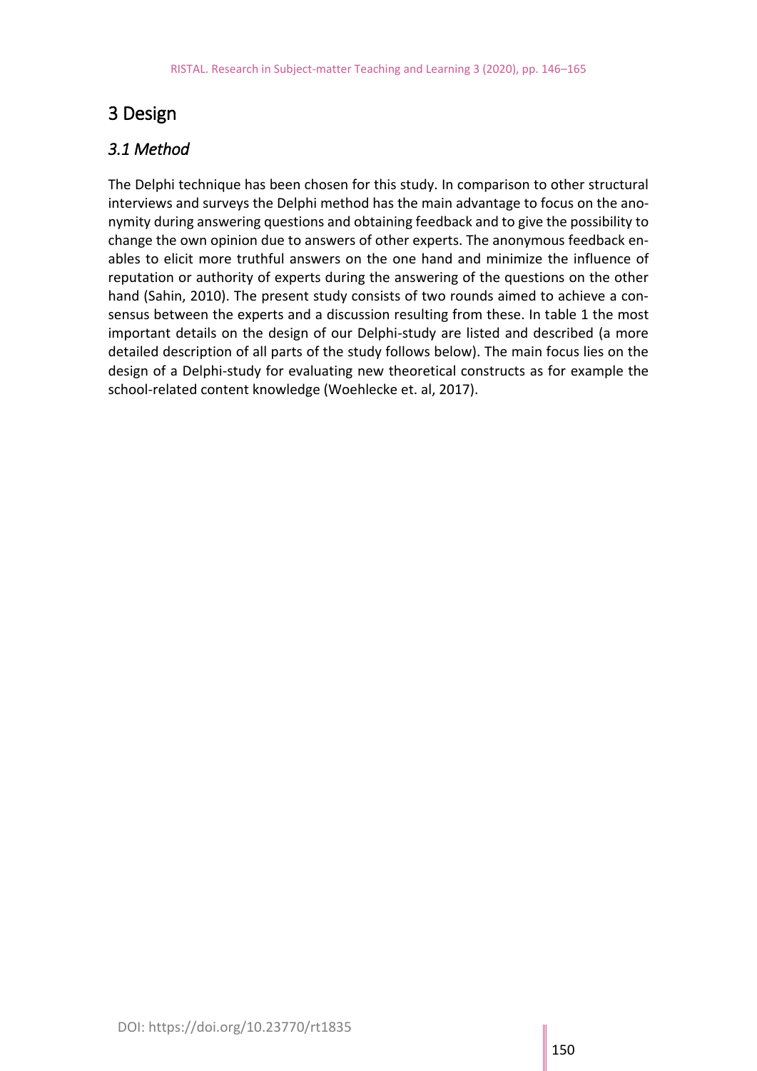## 3 Design

### *3.1 Method*

The Delphi technique has been chosen for this study. In comparison to other structural interviews and surveys the Delphi method has the main advantage to focus on the anonymity during answering questions and obtaining feedback and to give the possibility to change the own opinion due to answers of other experts. The anonymous feedback enables to elicit more truthful answers on the one hand and minimize the influence of reputation or authority of experts during the answering of the questions on the other hand (Sahin, 2010). The present study consists of two rounds aimed to achieve a consensus between the experts and a discussion resulting from these. In table 1 the most important details on the design of our Delphi-study are listed and described (a more detailed description of all parts of the study follows below). The main focus lies on the design of a Delphi-study for evaluating new theoretical constructs as for example the school-related content knowledge (Woehlecke et. al, 2017).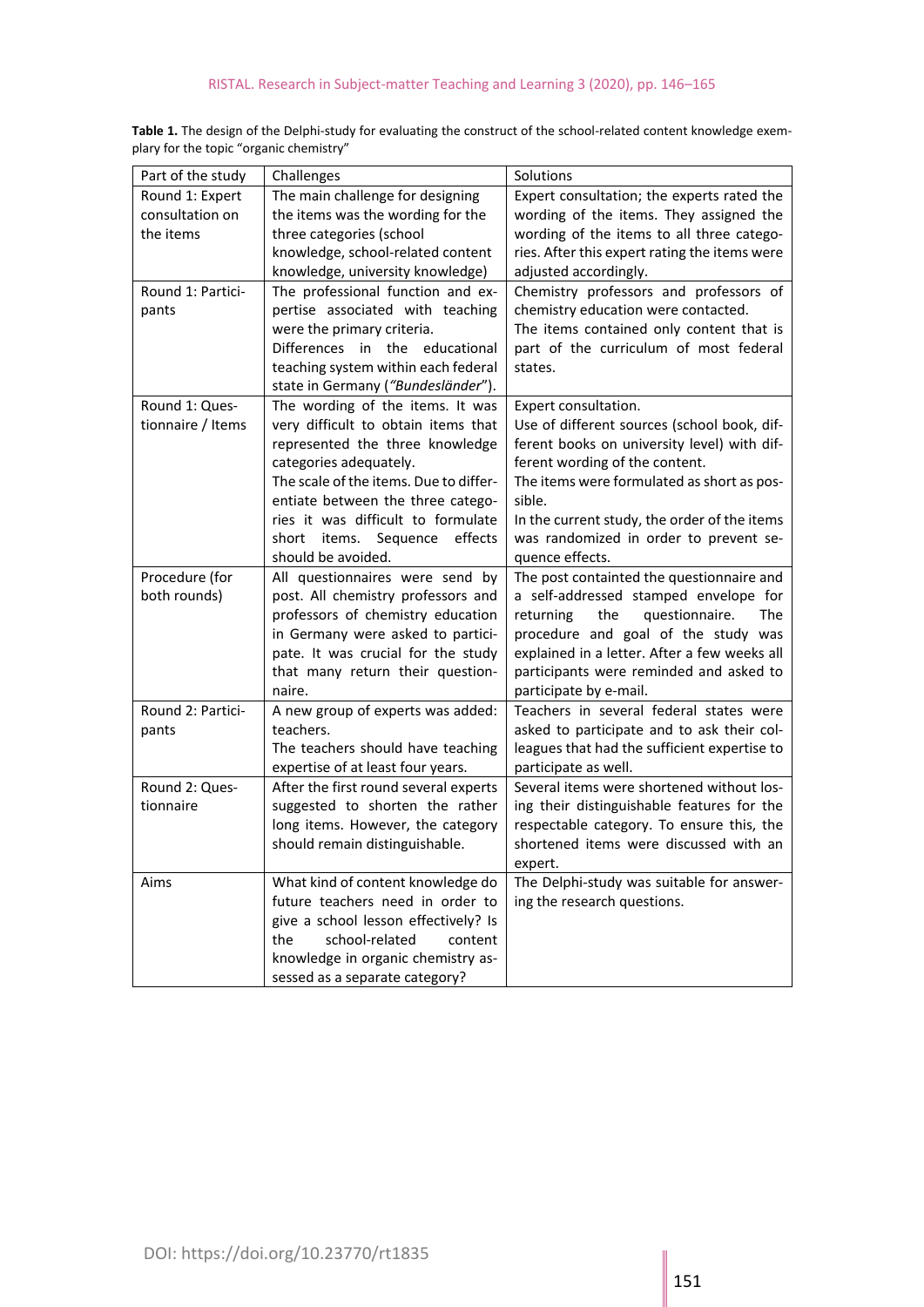**Table 1.** The design of the Delphi-study for evaluating the construct of the school-related content knowledge exemplary for the topic "organic chemistry"

| Part of the study | Challenges | Solutions |
| --- | --- | --- |
| Round 1: Expert consultation on the items | The main challenge for designing the items was the wording for the three categories (school knowledge, school-related content knowledge, university knowledge) | Expert consultation; the experts rated the wording of the items. They assigned the wording of the items to all three categories. After this expert rating the items were adjusted accordingly. |
| Round 1: Participants | The professional function and expertise associated with teaching were the primary criteria. Differences in the educational teaching system within each federal state in Germany (*"Bundesländer"*). | Chemistry professors and professors of chemistry education were contacted. The items contained only content that is part of the curriculum of most federal states. |
| Round 1: Questionnaire / Items | The wording of the items. It was very difficult to obtain items that represented the three knowledge categories adequately. The scale of the items. Due to differentiate between the three categories it was difficult to formulate short items. Sequence effects should be avoided. | Expert consultation. Use of different sources (school book, different books on university level) with different wording of the content. The items were formulated as short as possible. In the current study, the order of the items was randomized in order to prevent sequence effects. |
| Procedure (for both rounds) | All questionnaires were send by post. All chemistry professors and professors of chemistry education in Germany were asked to participate. It was crucial for the study that many return their questionnaire. | The post containted the questionnaire and a self-addressed stamped envelope for returning the questionnaire. The procedure and goal of the study was explained in a letter. After a few weeks all participants were reminded and asked to participate by e-mail. |
| Round 2: Participants | A new group of experts was added: teachers. The teachers should have teaching expertise of at least four years. | Teachers in several federal states were asked to participate and to ask their colleagues that had the sufficient expertise to participate as well. |
| Round 2: Questionnaire | After the first round several experts suggested to shorten the rather long items. However, the category should remain distinguishable. | Several items were shortened without losing their distinguishable features for the respectable category. To ensure this, the shortened items were discussed with an expert. |
| Aims | What kind of content knowledge do future teachers need in order to give a school lesson effectively? Is the school-related content knowledge in organic chemistry assessed as a separate category? | The Delphi-study was suitable for answering the research questions. |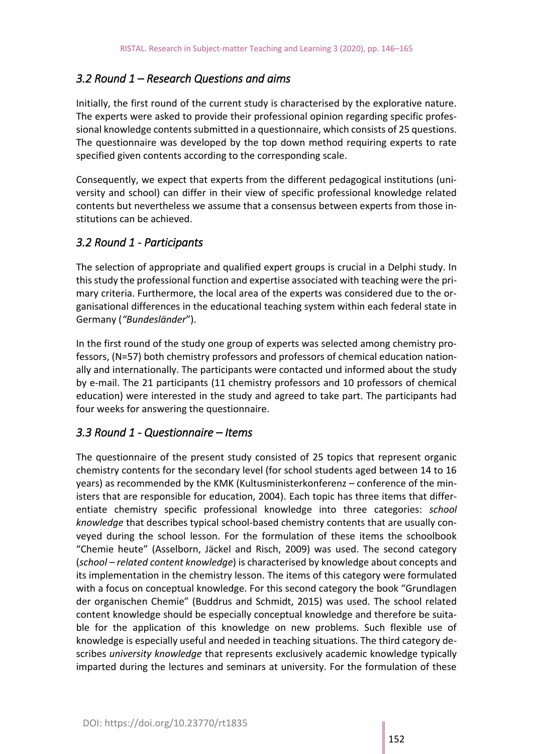### *3.2 Round 1 – Research Questions and aims*

Initially, the first round of the current study is characterised by the explorative nature. The experts were asked to provide their professional opinion regarding specific professional knowledge contents submitted in a questionnaire, which consists of 25 questions. The questionnaire was developed by the top down method requiring experts to rate specified given contents according to the corresponding scale.

Consequently, we expect that experts from the different pedagogical institutions (university and school) can differ in their view of specific professional knowledge related contents but nevertheless we assume that a consensus between experts from those institutions can be achieved.

### *3.2 Round 1 - Participants*

The selection of appropriate and qualified expert groups is crucial in a Delphi study. In this study the professional function and expertise associated with teaching were the primary criteria. Furthermore, the local area of the experts was considered due to the organisational differences in the educational teaching system within each federal state in Germany (*"Bundesländer*").

In the first round of the study one group of experts was selected among chemistry professors, (N=57) both chemistry professors and professors of chemical education nationally and internationally. The participants were contacted und informed about the study by e-mail. The 21 participants (11 chemistry professors and 10 professors of chemical education) were interested in the study and agreed to take part. The participants had four weeks for answering the questionnaire.

### *3.3 Round 1 - Questionnaire – Items*

The questionnaire of the present study consisted of 25 topics that represent organic chemistry contents for the secondary level (for school students aged between 14 to 16 years) as recommended by the KMK (Kultusministerkonferenz – conference of the ministers that are responsible for education, 2004). Each topic has three items that differentiate chemistry specific professional knowledge into three categories: *school knowledge* that describes typical school-based chemistry contents that are usually conveyed during the school lesson. For the formulation of these items the schoolbook "Chemie heute" (Asselborn, Jäckel and Risch, 2009) was used. The second category (*school – related content knowledge*) is characterised by knowledge about concepts and its implementation in the chemistry lesson. The items of this category were formulated with a focus on conceptual knowledge. For this second category the book "Grundlagen der organischen Chemie" (Buddrus and Schmidt, 2015) was used. The school related content knowledge should be especially conceptual knowledge and therefore be suitable for the application of this knowledge on new problems. Such flexible use of knowledge is especially useful and needed in teaching situations. The third category describes *university knowledge* that represents exclusively academic knowledge typically imparted during the lectures and seminars at university. For the formulation of these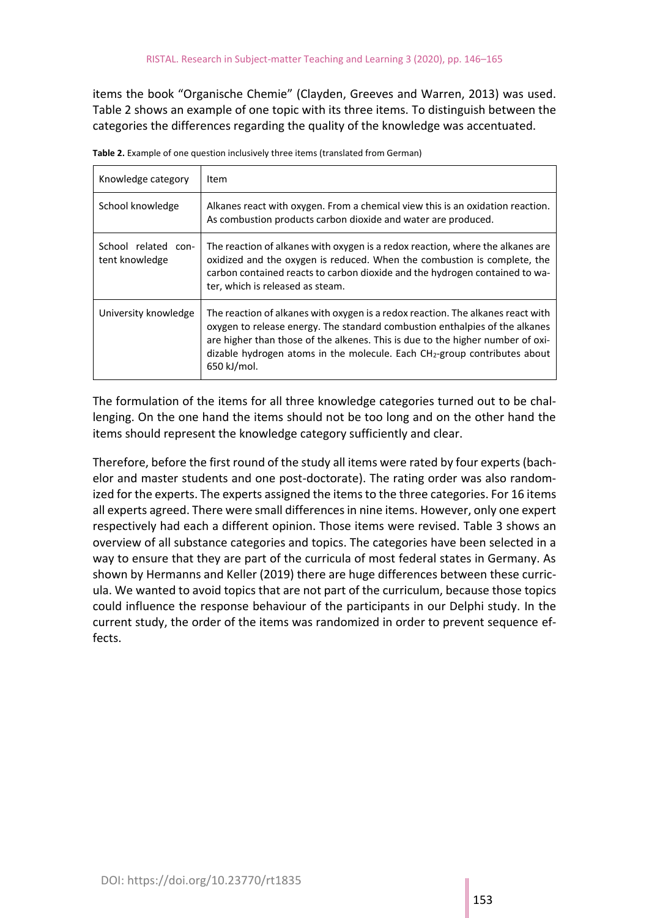items the book "Organische Chemie" (Clayden, Greeves and Warren, 2013) was used. Table 2 shows an example of one topic with its three items. To distinguish between the categories the differences regarding the quality of the knowledge was accentuated.

**Table 2.** Example of one question inclusively three items (translated from German)

| Knowledge category | Item |
|---|---|
| School knowledge | Alkanes react with oxygen. From a chemical view this is an oxidation reaction. As combustion products carbon dioxide and water are produced. |
| School related content knowledge | The reaction of alkanes with oxygen is a redox reaction, where the alkanes are oxidized and the oxygen is reduced. When the combustion is complete, the carbon contained reacts to carbon dioxide and the hydrogen contained to water, which is released as steam. |
| University knowledge | The reaction of alkanes with oxygen is a redox reaction. The alkanes react with oxygen to release energy. The standard combustion enthalpies of the alkanes are higher than those of the alkenes. This is due to the higher number of oxidizable hydrogen atoms in the molecule. Each $CH_2$-group contributes about 650 kJ/mol. |

The formulation of the items for all three knowledge categories turned out to be challenging. On the one hand the items should not be too long and on the other hand the items should represent the knowledge category sufficiently and clear.

Therefore, before the first round of the study all items were rated by four experts (bachelor and master students and one post-doctorate). The rating order was also randomized for the experts. The experts assigned the items to the three categories. For 16 items all experts agreed. There were small differences in nine items. However, only one expert respectively had each a different opinion. Those items were revised. Table 3 shows an overview of all substance categories and topics. The categories have been selected in a way to ensure that they are part of the curricula of most federal states in Germany. As shown by Hermanns and Keller (2019) there are huge differences between these curricula. We wanted to avoid topics that are not part of the curriculum, because those topics could influence the response behaviour of the participants in our Delphi study. In the current study, the order of the items was randomized in order to prevent sequence effects.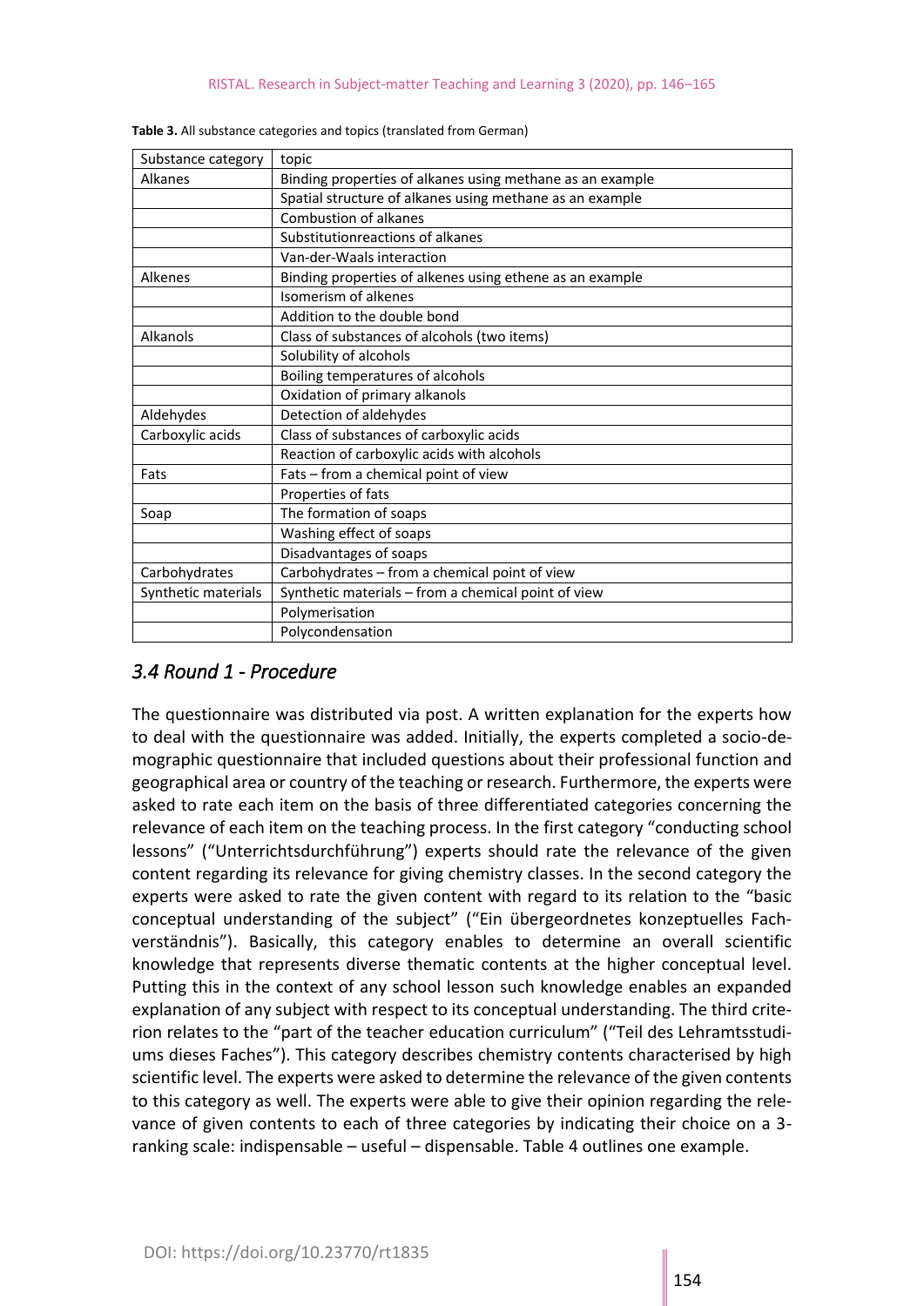**Table 3.** All substance categories and topics (translated from German)

| Substance category | topic |
|---|---|
| Alkanes | Binding properties of alkanes using methane as an example |
| | Spatial structure of alkanes using methane as an example |
| | Combustion of alkanes |
| | Substitutionreactions of alkanes |
| | Van-der-Waals interaction |
| Alkenes | Binding properties of alkenes using ethene as an example |
| | Isomerism of alkenes |
| | Addition to the double bond |
| Alkanols | Class of substances of alcohols (two items) |
| | Solubility of alcohols |
| | Boiling temperatures of alcohols |
| | Oxidation of primary alkanols |
| Aldehydes | Detection of aldehydes |
| Carboxylic acids | Class of substances of carboxylic acids |
| | Reaction of carboxylic acids with alcohols |
| Fats | Fats – from a chemical point of view |
| | Properties of fats |
| Soap | The formation of soaps |
| | Washing effect of soaps |
| | Disadvantages of soaps |
| Carbohydrates | Carbohydrates – from a chemical point of view |
| Synthetic materials | Synthetic materials – from a chemical point of view |
| | Polymerisation |
| | Polycondensation |

### *3.4 Round 1 - Procedure*

The questionnaire was distributed via post. A written explanation for the experts how to deal with the questionnaire was added. Initially, the experts completed a socio-demographic questionnaire that included questions about their professional function and geographical area or country of the teaching or research. Furthermore, the experts were asked to rate each item on the basis of three differentiated categories concerning the relevance of each item on the teaching process. In the first category "conducting school lessons" ("Unterrichtsdurchführung") experts should rate the relevance of the given content regarding its relevance for giving chemistry classes. In the second category the experts were asked to rate the given content with regard to its relation to the "basic conceptual understanding of the subject" ("Ein übergeordnetes konzeptuelles Fachverständnis"). Basically, this category enables to determine an overall scientific knowledge that represents diverse thematic contents at the higher conceptual level. Putting this in the context of any school lesson such knowledge enables an expanded explanation of any subject with respect to its conceptual understanding. The third criterion relates to the "part of the teacher education curriculum" ("Teil des Lehramtsstudiums dieses Faches"). This category describes chemistry contents characterised by high scientific level. The experts were asked to determine the relevance of the given contents to this category as well. The experts were able to give their opinion regarding the relevance of given contents to each of three categories by indicating their choice on a 3-ranking scale: indispensable – useful – dispensable. Table 4 outlines one example.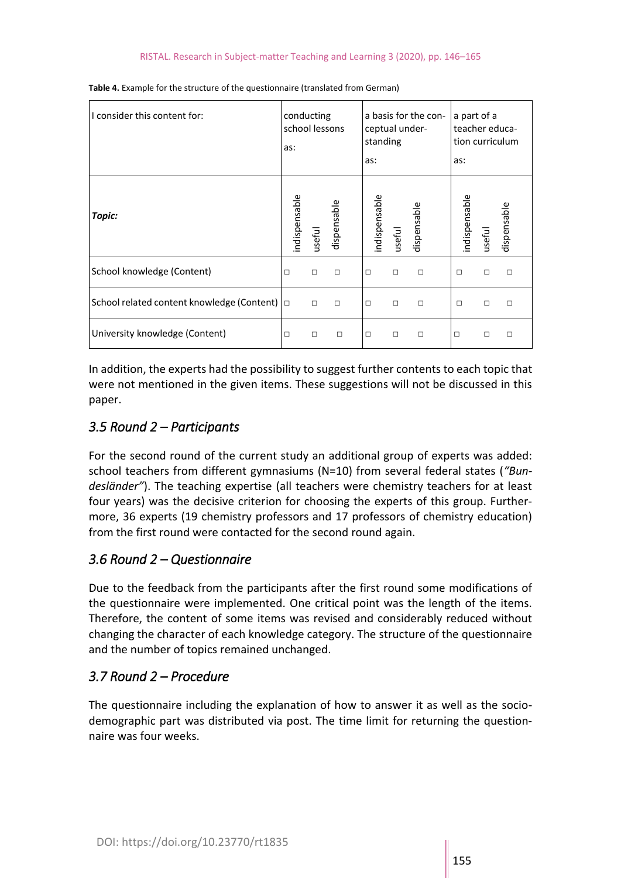**Table 4.** Example for the structure of the questionnaire (translated from German)

| I consider this content for: | conducting school lessons as: | | | a basis for the conceptual understanding as: | | | a part of a teacher education curriculum as: | | |
|---|---|---|---|---|---|---|---|---|---|
| ***Topic:*** | indispensable | useful | dispensable | indispensable | useful | dispensable | indispensable | useful | dispensable |
| School knowledge (Content) | □ | □ | □ | □ | □ | □ | □ | □ | □ |
| School related content knowledge (Content) | □ | □ | □ | □ | □ | □ | □ | □ | □ |
| University knowledge (Content) | □ | □ | □ | □ | □ | □ | □ | □ | □ |

In addition, the experts had the possibility to suggest further contents to each topic that were not mentioned in the given items. These suggestions will not be discussed in this paper.

## *3.5 Round 2 – Participants*

For the second round of the current study an additional group of experts was added: school teachers from different gymnasiums (N=10) from several federal states (*"Bundesländer"*). The teaching expertise (all teachers were chemistry teachers for at least four years) was the decisive criterion for choosing the experts of this group. Furthermore, 36 experts (19 chemistry professors and 17 professors of chemistry education) from the first round were contacted for the second round again.

## *3.6 Round 2 – Questionnaire*

Due to the feedback from the participants after the first round some modifications of the questionnaire were implemented. One critical point was the length of the items. Therefore, the content of some items was revised and considerably reduced without changing the character of each knowledge category. The structure of the questionnaire and the number of topics remained unchanged.

## *3.7 Round 2 – Procedure*

The questionnaire including the explanation of how to answer it as well as the socio-demographic part was distributed via post. The time limit for returning the questionnaire was four weeks.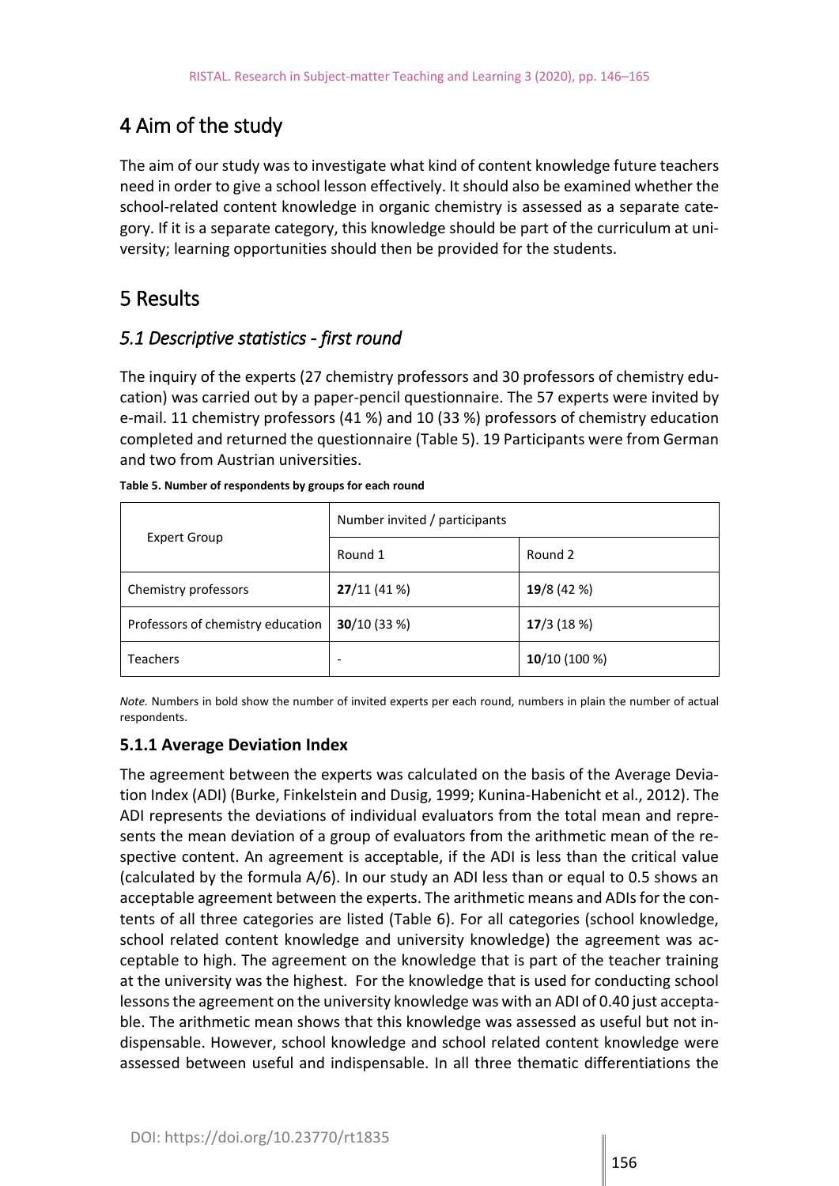# 4 Aim of the study

The aim of our study was to investigate what kind of content knowledge future teachers need in order to give a school lesson effectively. It should also be examined whether the school-related content knowledge in organic chemistry is assessed as a separate category. If it is a separate category, this knowledge should be part of the curriculum at university; learning opportunities should then be provided for the students.

# 5 Results

## *5.1 Descriptive statistics - first round*

The inquiry of the experts (27 chemistry professors and 30 professors of chemistry education) was carried out by a paper-pencil questionnaire. The 57 experts were invited by e-mail. 11 chemistry professors (41 %) and 10 (33 %) professors of chemistry education completed and returned the questionnaire (Table 5). 19 Participants were from German and two from Austrian universities.

**Table 5. Number of respondents by groups for each round**

| Expert Group | Number invited / participants | |
|---|---|---|
| | Round 1 | Round 2 |
| Chemistry professors | **27**/11 (41 %) | **19**/8 (42 %) |
| Professors of chemistry education | **30**/10 (33 %) | **17**/3 (18 %) |
| Teachers | - | **10**/10 (100 %) |

*Note.* Numbers in bold show the number of invited experts per each round, numbers in plain the number of actual respondents.

### 5.1.1 Average Deviation Index

The agreement between the experts was calculated on the basis of the Average Deviation Index (ADI) (Burke, Finkelstein and Dusig, 1999; Kunina-Habenicht et al., 2012). The ADI represents the deviations of individual evaluators from the total mean and represents the mean deviation of a group of evaluators from the arithmetic mean of the respective content. An agreement is acceptable, if the ADI is less than the critical value (calculated by the formula A/6). In our study an ADI less than or equal to 0.5 shows an acceptable agreement between the experts. The arithmetic means and ADIs for the contents of all three categories are listed (Table 6). For all categories (school knowledge, school related content knowledge and university knowledge) the agreement was acceptable to high. The agreement on the knowledge that is part of the teacher training at the university was the highest. For the knowledge that is used for conducting school lessons the agreement on the university knowledge was with an ADI of 0.40 just acceptable. The arithmetic mean shows that this knowledge was assessed as useful but not indispensable. However, school knowledge and school related content knowledge were assessed between useful and indispensable. In all three thematic differentiations the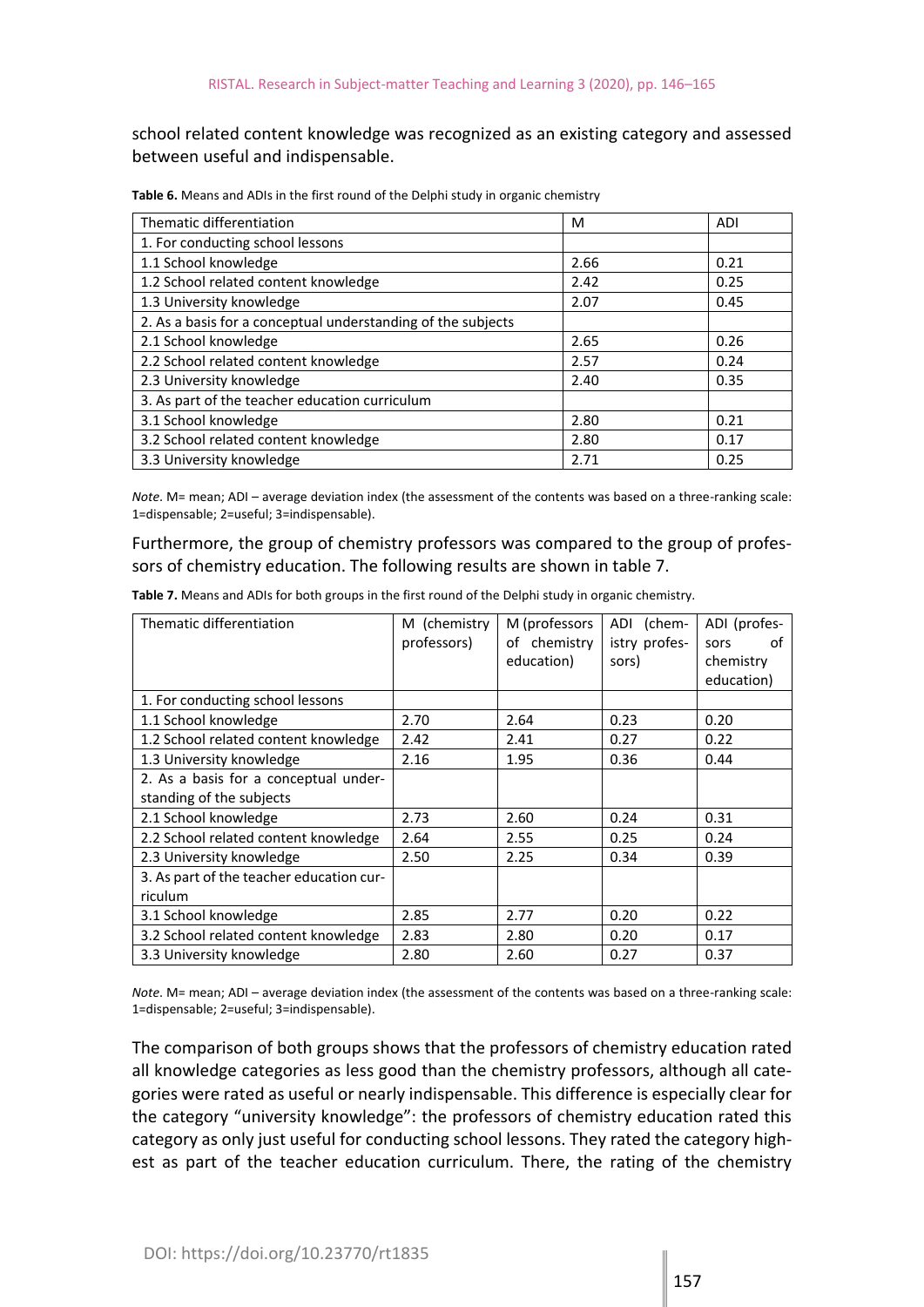school related content knowledge was recognized as an existing category and assessed between useful and indispensable.

**Table 6.** Means and ADIs in the first round of the Delphi study in organic chemistry

| Thematic differentiation | M | ADI |
|---|---|---|
| 1. For conducting school lessons | | |
| 1.1 School knowledge | 2.66 | 0.21 |
| 1.2 School related content knowledge | 2.42 | 0.25 |
| 1.3 University knowledge | 2.07 | 0.45 |
| 2. As a basis for a conceptual understanding of the subjects | | |
| 2.1 School knowledge | 2.65 | 0.26 |
| 2.2 School related content knowledge | 2.57 | 0.24 |
| 2.3 University knowledge | 2.40 | 0.35 |
| 3. As part of the teacher education curriculum | | |
| 3.1 School knowledge | 2.80 | 0.21 |
| 3.2 School related content knowledge | 2.80 | 0.17 |
| 3.3 University knowledge | 2.71 | 0.25 |

*Note.* M= mean; ADI – average deviation index (the assessment of the contents was based on a three-ranking scale: 1=dispensable; 2=useful; 3=indispensable).

Furthermore, the group of chemistry professors was compared to the group of professors of chemistry education. The following results are shown in table 7.

**Table 7.** Means and ADIs for both groups in the first round of the Delphi study in organic chemistry.

| Thematic differentiation | M (chemistry professors) | M (professors of chemistry education) | ADI (chemistry professors) | ADI (professors of chemistry education) |
|---|---|---|---|---|
| 1. For conducting school lessons | | | | |
| 1.1 School knowledge | 2.70 | 2.64 | 0.23 | 0.20 |
| 1.2 School related content knowledge | 2.42 | 2.41 | 0.27 | 0.22 |
| 1.3 University knowledge | 2.16 | 1.95 | 0.36 | 0.44 |
| 2. As a basis for a conceptual understanding of the subjects | | | | |
| 2.1 School knowledge | 2.73 | 2.60 | 0.24 | 0.31 |
| 2.2 School related content knowledge | 2.64 | 2.55 | 0.25 | 0.24 |
| 2.3 University knowledge | 2.50 | 2.25 | 0.34 | 0.39 |
| 3. As part of the teacher education curriculum | | | | |
| 3.1 School knowledge | 2.85 | 2.77 | 0.20 | 0.22 |
| 3.2 School related content knowledge | 2.83 | 2.80 | 0.20 | 0.17 |
| 3.3 University knowledge | 2.80 | 2.60 | 0.27 | 0.37 |

*Note.* M= mean; ADI – average deviation index (the assessment of the contents was based on a three-ranking scale: 1=dispensable; 2=useful; 3=indispensable).

The comparison of both groups shows that the professors of chemistry education rated all knowledge categories as less good than the chemistry professors, although all categories were rated as useful or nearly indispensable. This difference is especially clear for the category "university knowledge": the professors of chemistry education rated this category as only just useful for conducting school lessons. They rated the category highest as part of the teacher education curriculum. There, the rating of the chemistry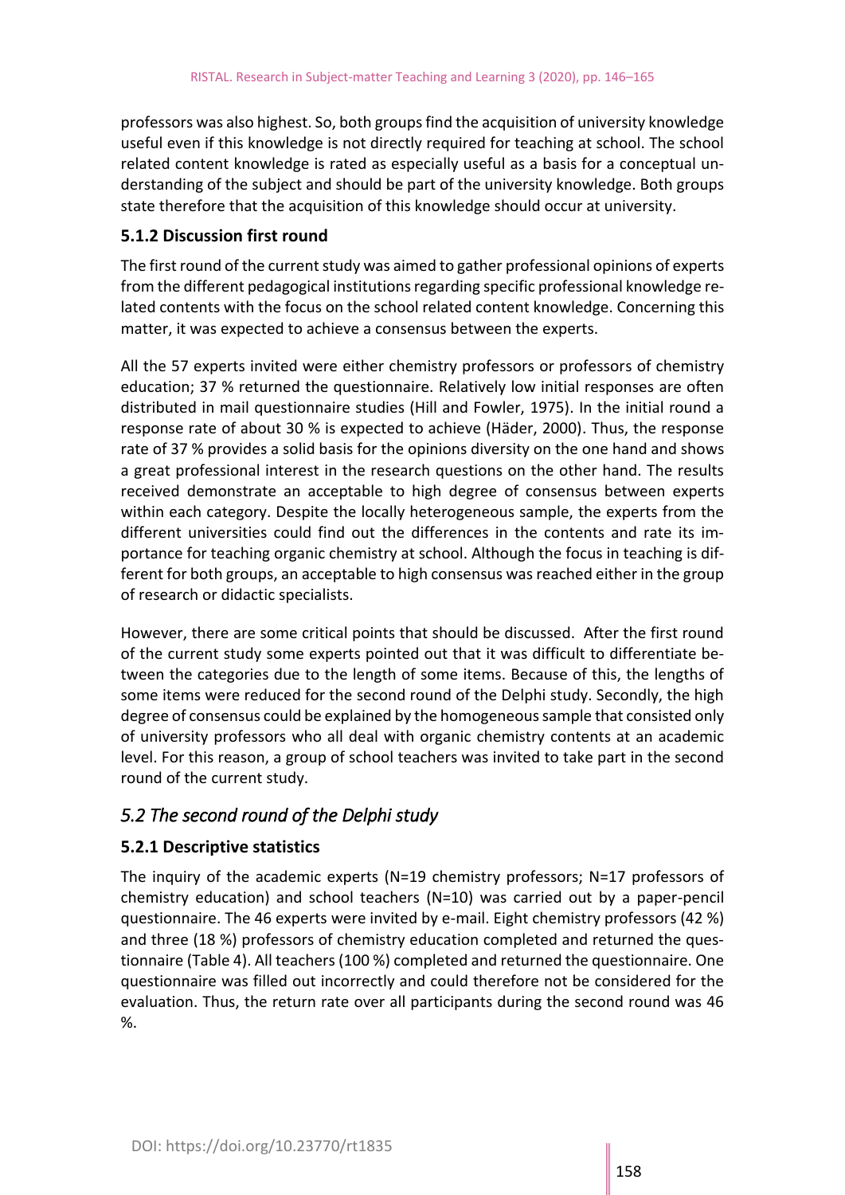professors was also highest. So, both groups find the acquisition of university knowledge useful even if this knowledge is not directly required for teaching at school. The school related content knowledge is rated as especially useful as a basis for a conceptual understanding of the subject and should be part of the university knowledge. Both groups state therefore that the acquisition of this knowledge should occur at university.

### 5.1.2 Discussion first round

The first round of the current study was aimed to gather professional opinions of experts from the different pedagogical institutions regarding specific professional knowledge related contents with the focus on the school related content knowledge. Concerning this matter, it was expected to achieve a consensus between the experts.

All the 57 experts invited were either chemistry professors or professors of chemistry education; 37 % returned the questionnaire. Relatively low initial responses are often distributed in mail questionnaire studies (Hill and Fowler, 1975). In the initial round a response rate of about 30 % is expected to achieve (Häder, 2000). Thus, the response rate of 37 % provides a solid basis for the opinions diversity on the one hand and shows a great professional interest in the research questions on the other hand. The results received demonstrate an acceptable to high degree of consensus between experts within each category. Despite the locally heterogeneous sample, the experts from the different universities could find out the differences in the contents and rate its importance for teaching organic chemistry at school. Although the focus in teaching is different for both groups, an acceptable to high consensus was reached either in the group of research or didactic specialists.

However, there are some critical points that should be discussed. After the first round of the current study some experts pointed out that it was difficult to differentiate between the categories due to the length of some items. Because of this, the lengths of some items were reduced for the second round of the Delphi study. Secondly, the high degree of consensus could be explained by the homogeneous sample that consisted only of university professors who all deal with organic chemistry contents at an academic level. For this reason, a group of school teachers was invited to take part in the second round of the current study.

## *5.2 The second round of the Delphi study*

### 5.2.1 Descriptive statistics

The inquiry of the academic experts (N=19 chemistry professors; N=17 professors of chemistry education) and school teachers (N=10) was carried out by a paper-pencil questionnaire. The 46 experts were invited by e-mail. Eight chemistry professors (42 %) and three (18 %) professors of chemistry education completed and returned the questionnaire (Table 4). All teachers (100 %) completed and returned the questionnaire. One questionnaire was filled out incorrectly and could therefore not be considered for the evaluation. Thus, the return rate over all participants during the second round was 46 %.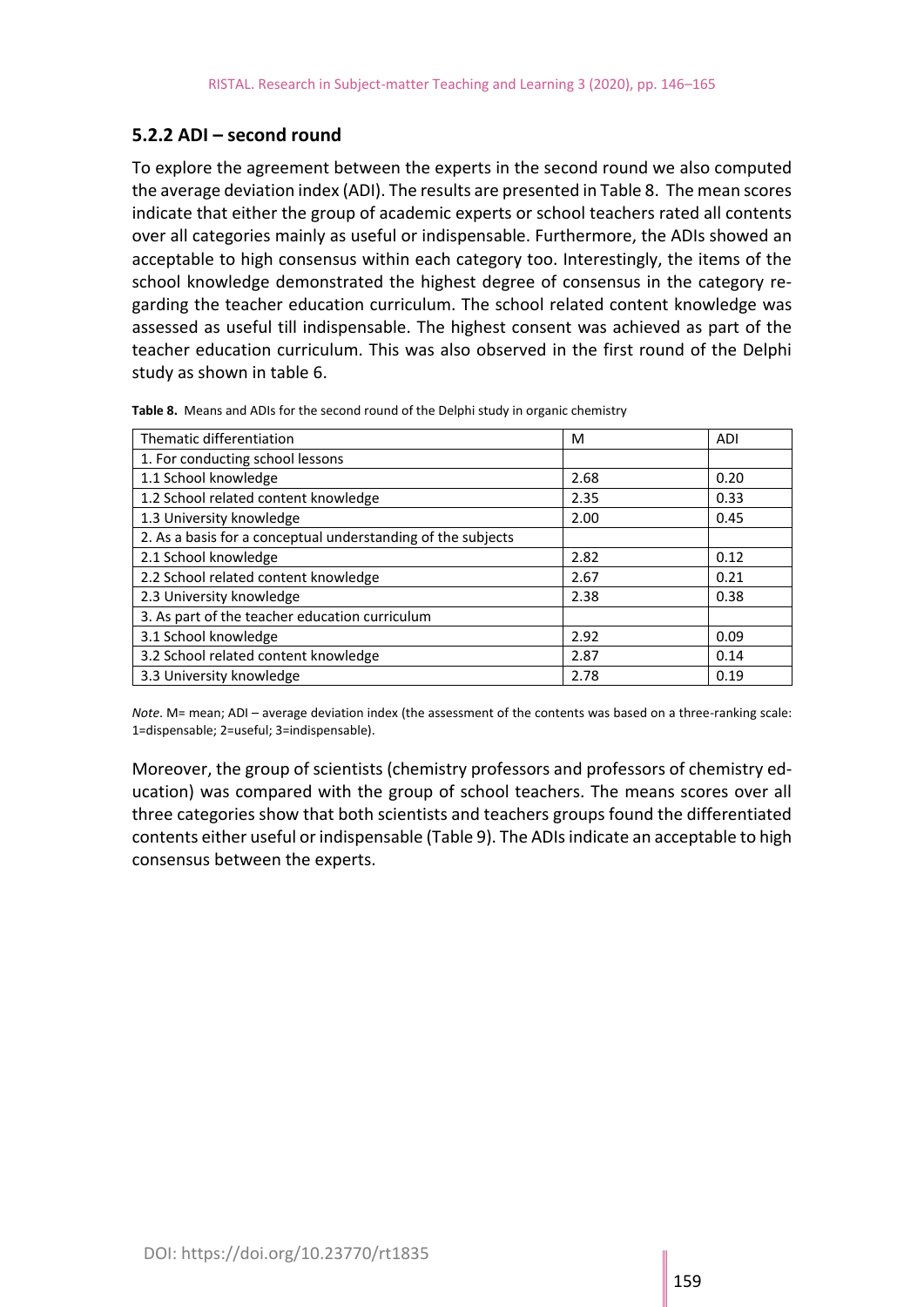### 5.2.2 ADI – second round

To explore the agreement between the experts in the second round we also computed the average deviation index (ADI). The results are presented in Table 8. The mean scores indicate that either the group of academic experts or school teachers rated all contents over all categories mainly as useful or indispensable. Furthermore, the ADIs showed an acceptable to high consensus within each category too. Interestingly, the items of the school knowledge demonstrated the highest degree of consensus in the category regarding the teacher education curriculum. The school related content knowledge was assessed as useful till indispensable. The highest consent was achieved as part of the teacher education curriculum. This was also observed in the first round of the Delphi study as shown in table 6.

**Table 8.** Means and ADIs for the second round of the Delphi study in organic chemistry

| Thematic differentiation | M | ADI |
|---|---|---|
| 1. For conducting school lessons | | |
| 1.1 School knowledge | 2.68 | 0.20 |
| 1.2 School related content knowledge | 2.35 | 0.33 |
| 1.3 University knowledge | 2.00 | 0.45 |
| 2. As a basis for a conceptual understanding of the subjects | | |
| 2.1 School knowledge | 2.82 | 0.12 |
| 2.2 School related content knowledge | 2.67 | 0.21 |
| 2.3 University knowledge | 2.38 | 0.38 |
| 3. As part of the teacher education curriculum | | |
| 3.1 School knowledge | 2.92 | 0.09 |
| 3.2 School related content knowledge | 2.87 | 0.14 |
| 3.3 University knowledge | 2.78 | 0.19 |

*Note*. M= mean; ADI – average deviation index (the assessment of the contents was based on a three-ranking scale: 1=dispensable; 2=useful; 3=indispensable).

Moreover, the group of scientists (chemistry professors and professors of chemistry education) was compared with the group of school teachers. The means scores over all three categories show that both scientists and teachers groups found the differentiated contents either useful or indispensable (Table 9). The ADIs indicate an acceptable to high consensus between the experts.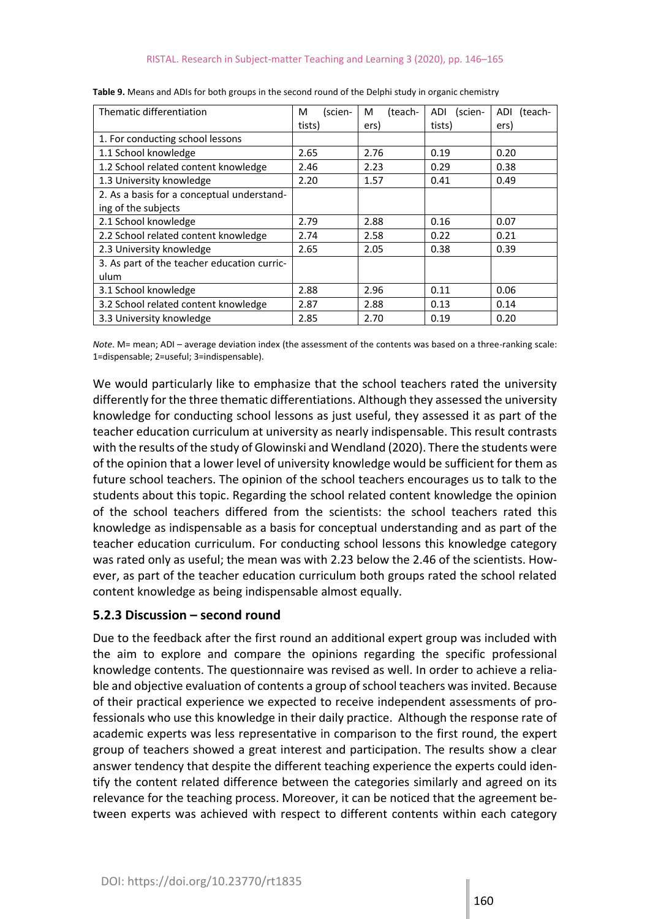**Table 9.** Means and ADIs for both groups in the second round of the Delphi study in organic chemistry

| Thematic differentiation | M (scientists) | M (teachers) | ADI (scientists) | ADI (teachers) |
|---|---|---|---|---|
| 1. For conducting school lessons | | | | |
| 1.1 School knowledge | 2.65 | 2.76 | 0.19 | 0.20 |
| 1.2 School related content knowledge | 2.46 | 2.23 | 0.29 | 0.38 |
| 1.3 University knowledge | 2.20 | 1.57 | 0.41 | 0.49 |
| 2. As a basis for a conceptual understanding of the subjects | | | | |
| 2.1 School knowledge | 2.79 | 2.88 | 0.16 | 0.07 |
| 2.2 School related content knowledge | 2.74 | 2.58 | 0.22 | 0.21 |
| 2.3 University knowledge | 2.65 | 2.05 | 0.38 | 0.39 |
| 3. As part of the teacher education curriculum | | | | |
| 3.1 School knowledge | 2.88 | 2.96 | 0.11 | 0.06 |
| 3.2 School related content knowledge | 2.87 | 2.88 | 0.13 | 0.14 |
| 3.3 University knowledge | 2.85 | 2.70 | 0.19 | 0.20 |

*Note.* M= mean; ADI – average deviation index (the assessment of the contents was based on a three-ranking scale: 1=dispensable; 2=useful; 3=indispensable).

We would particularly like to emphasize that the school teachers rated the university differently for the three thematic differentiations. Although they assessed the university knowledge for conducting school lessons as just useful, they assessed it as part of the teacher education curriculum at university as nearly indispensable. This result contrasts with the results of the study of Glowinski and Wendland (2020). There the students were of the opinion that a lower level of university knowledge would be sufficient for them as future school teachers. The opinion of the school teachers encourages us to talk to the students about this topic. Regarding the school related content knowledge the opinion of the school teachers differed from the scientists: the school teachers rated this knowledge as indispensable as a basis for conceptual understanding and as part of the teacher education curriculum. For conducting school lessons this knowledge category was rated only as useful; the mean was with 2.23 below the 2.46 of the scientists. However, as part of the teacher education curriculum both groups rated the school related content knowledge as being indispensable almost equally.

### 5.2.3 Discussion – second round

Due to the feedback after the first round an additional expert group was included with the aim to explore and compare the opinions regarding the specific professional knowledge contents. The questionnaire was revised as well. In order to achieve a reliable and objective evaluation of contents a group of school teachers was invited. Because of their practical experience we expected to receive independent assessments of professionals who use this knowledge in their daily practice. Although the response rate of academic experts was less representative in comparison to the first round, the expert group of teachers showed a great interest and participation. The results show a clear answer tendency that despite the different teaching experience the experts could identify the content related difference between the categories similarly and agreed on its relevance for the teaching process. Moreover, it can be noticed that the agreement between experts was achieved with respect to different contents within each category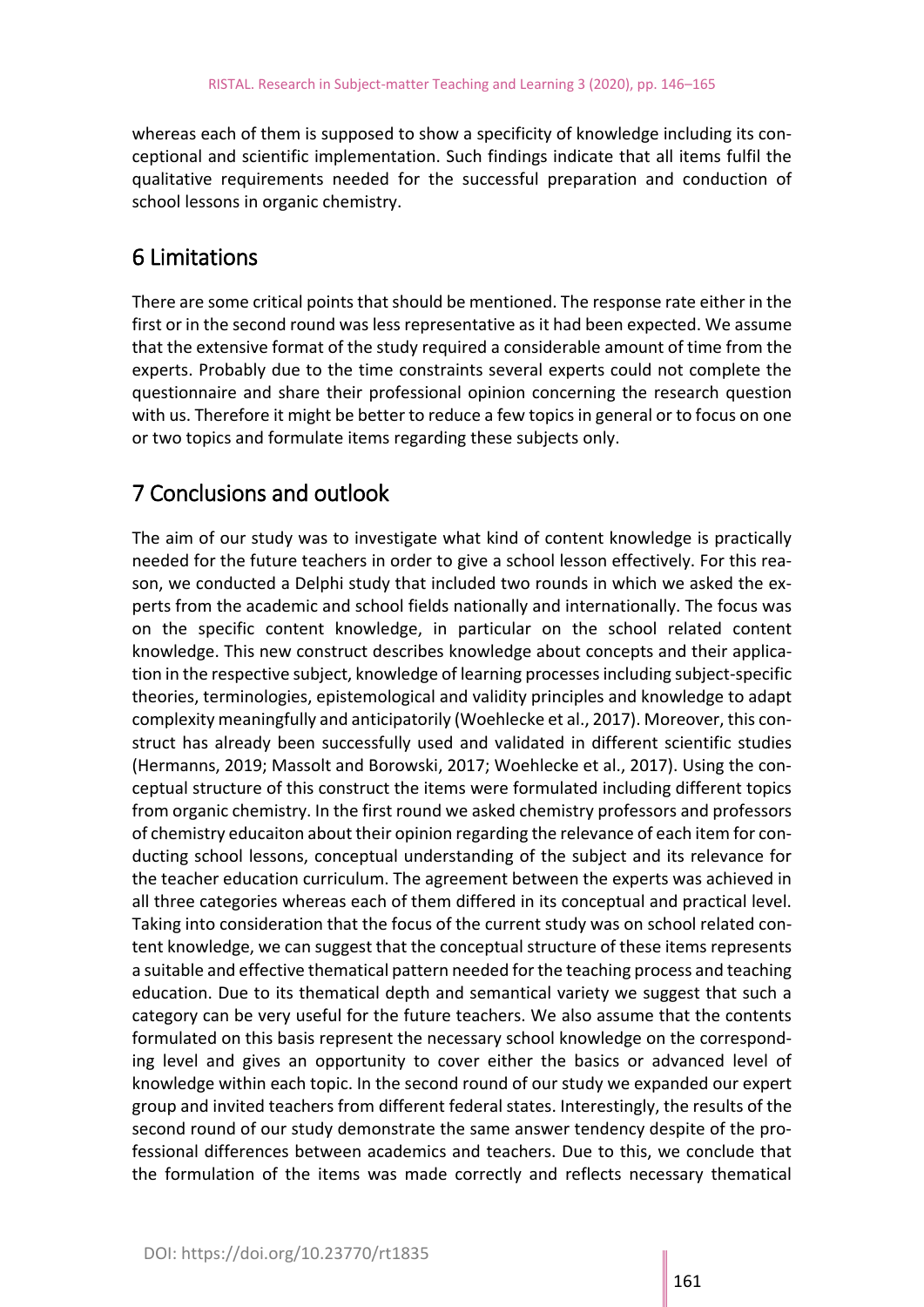whereas each of them is supposed to show a specificity of knowledge including its conceptional and scientific implementation. Such findings indicate that all items fulfil the qualitative requirements needed for the successful preparation and conduction of school lessons in organic chemistry.

## 6 Limitations

There are some critical points that should be mentioned. The response rate either in the first or in the second round was less representative as it had been expected. We assume that the extensive format of the study required a considerable amount of time from the experts. Probably due to the time constraints several experts could not complete the questionnaire and share their professional opinion concerning the research question with us. Therefore it might be better to reduce a few topics in general or to focus on one or two topics and formulate items regarding these subjects only.

## 7 Conclusions and outlook

The aim of our study was to investigate what kind of content knowledge is practically needed for the future teachers in order to give a school lesson effectively. For this reason, we conducted a Delphi study that included two rounds in which we asked the experts from the academic and school fields nationally and internationally. The focus was on the specific content knowledge, in particular on the school related content knowledge. This new construct describes knowledge about concepts and their application in the respective subject, knowledge of learning processes including subject-specific theories, terminologies, epistemological and validity principles and knowledge to adapt complexity meaningfully and anticipatorily (Woehlecke et al., 2017). Moreover, this construct has already been successfully used and validated in different scientific studies (Hermanns, 2019; Massolt and Borowski, 2017; Woehlecke et al., 2017). Using the conceptual structure of this construct the items were formulated including different topics from organic chemistry. In the first round we asked chemistry professors and professors of chemistry educaiton about their opinion regarding the relevance of each item for conducting school lessons, conceptual understanding of the subject and its relevance for the teacher education curriculum. The agreement between the experts was achieved in all three categories whereas each of them differed in its conceptual and practical level. Taking into consideration that the focus of the current study was on school related content knowledge, we can suggest that the conceptual structure of these items represents a suitable and effective thematical pattern needed for the teaching process and teaching education. Due to its thematical depth and semantical variety we suggest that such a category can be very useful for the future teachers. We also assume that the contents formulated on this basis represent the necessary school knowledge on the corresponding level and gives an opportunity to cover either the basics or advanced level of knowledge within each topic. In the second round of our study we expanded our expert group and invited teachers from different federal states. Interestingly, the results of the second round of our study demonstrate the same answer tendency despite of the professional differences between academics and teachers. Due to this, we conclude that the formulation of the items was made correctly and reflects necessary thematical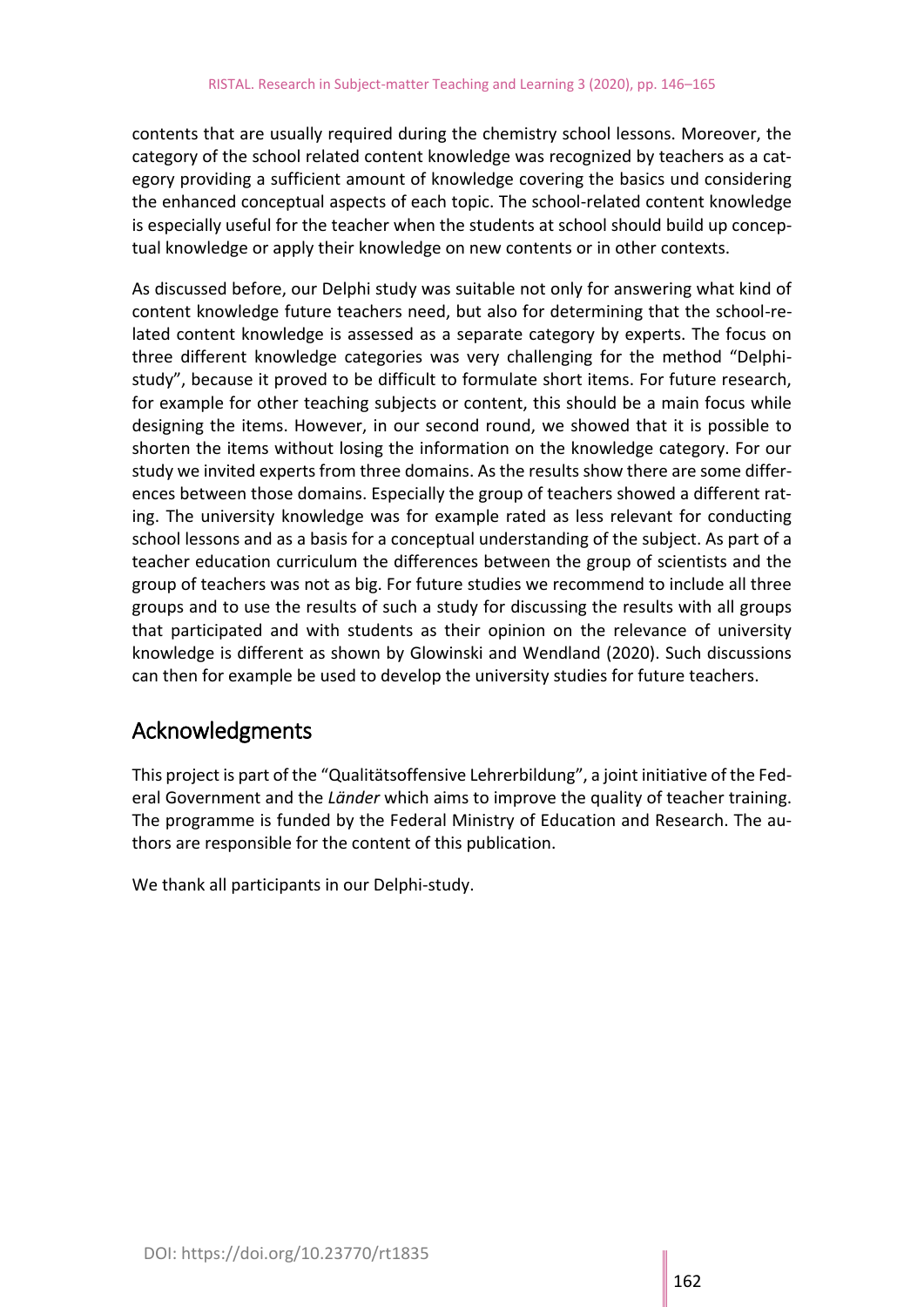contents that are usually required during the chemistry school lessons. Moreover, the category of the school related content knowledge was recognized by teachers as a category providing a sufficient amount of knowledge covering the basics und considering the enhanced conceptual aspects of each topic. The school-related content knowledge is especially useful for the teacher when the students at school should build up conceptual knowledge or apply their knowledge on new contents or in other contexts.

As discussed before, our Delphi study was suitable not only for answering what kind of content knowledge future teachers need, but also for determining that the school-related content knowledge is assessed as a separate category by experts. The focus on three different knowledge categories was very challenging for the method "Delphi-study", because it proved to be difficult to formulate short items. For future research, for example for other teaching subjects or content, this should be a main focus while designing the items. However, in our second round, we showed that it is possible to shorten the items without losing the information on the knowledge category. For our study we invited experts from three domains. As the results show there are some differences between those domains. Especially the group of teachers showed a different rating. The university knowledge was for example rated as less relevant for conducting school lessons and as a basis for a conceptual understanding of the subject. As part of a teacher education curriculum the differences between the group of scientists and the group of teachers was not as big. For future studies we recommend to include all three groups and to use the results of such a study for discussing the results with all groups that participated and with students as their opinion on the relevance of university knowledge is different as shown by Glowinski and Wendland (2020). Such discussions can then for example be used to develop the university studies for future teachers.

## Acknowledgments

This project is part of the "Qualitätsoffensive Lehrerbildung", a joint initiative of the Federal Government and the *Länder* which aims to improve the quality of teacher training. The programme is funded by the Federal Ministry of Education and Research. The authors are responsible for the content of this publication.

We thank all participants in our Delphi-study.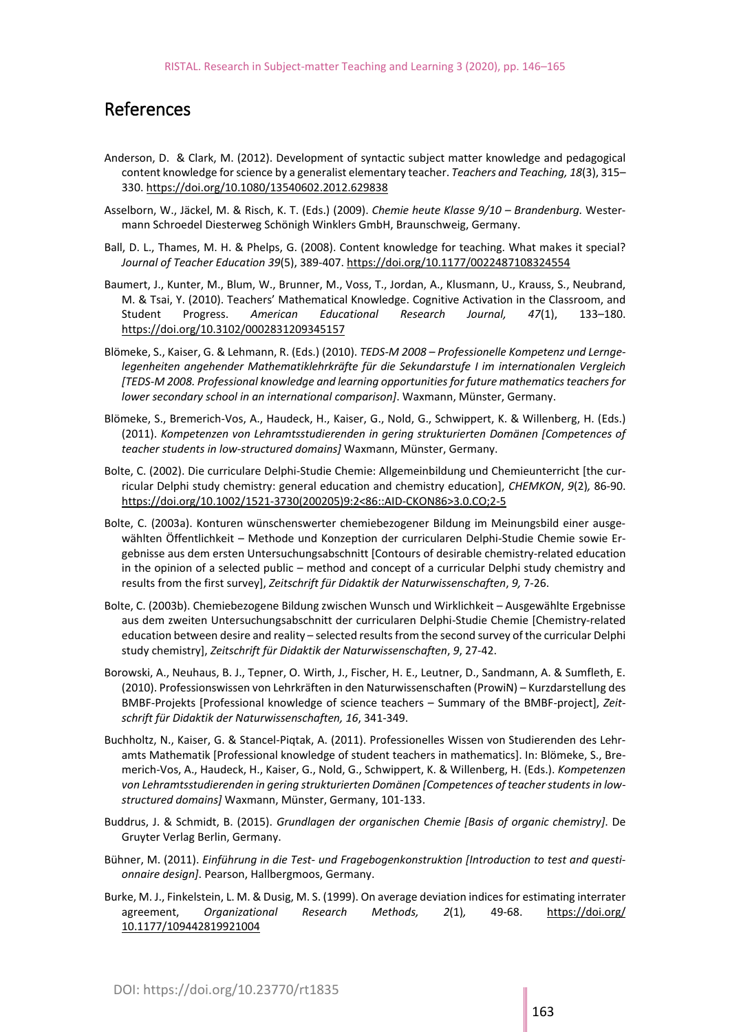## References

Anderson, D. & Clark, M. (2012). Development of syntactic subject matter knowledge and pedagogical content knowledge for science by a generalist elementary teacher. *Teachers and Teaching, 18*(3), 315–330. https://doi.org/10.1080/13540602.2012.629838

Asselborn, W., Jäckel, M. & Risch, K. T. (Eds.) (2009). *Chemie heute Klasse 9/10 – Brandenburg.* Westermann Schroedel Diesterweg Schönigh Winklers GmbH, Braunschweig, Germany.

Ball, D. L., Thames, M. H. & Phelps, G. (2008). Content knowledge for teaching. What makes it special? *Journal of Teacher Education 39*(5), 389-407. https://doi.org/10.1177/0022487108324554

Baumert, J., Kunter, M., Blum, W., Brunner, M., Voss, T., Jordan, A., Klusmann, U., Krauss, S., Neubrand, M. & Tsai, Y. (2010). Teachers' Mathematical Knowledge. Cognitive Activation in the Classroom, and Student Progress. *American Educational Research Journal, 47*(1), 133–180. https://doi.org/10.3102/0002831209345157

Blömeke, S., Kaiser, G. & Lehmann, R. (Eds.) (2010). *TEDS-M 2008 – Professionelle Kompetenz und Lerngelegenheiten angehender Mathematiklehrkräfte für die Sekundarstufe I im internationalen Vergleich [TEDS-M 2008. Professional knowledge and learning opportunities for future mathematics teachers for lower secondary school in an international comparison]*. Waxmann, Münster, Germany.

Blömeke, S., Bremerich-Vos, A., Haudeck, H., Kaiser, G., Nold, G., Schwippert, K. & Willenberg, H. (Eds.) (2011). *Kompetenzen von Lehramtsstudierenden in gering strukturierten Domänen [Competences of teacher students in low-structured domains]* Waxmann, Münster, Germany.

Bolte, C. (2002). Die curriculare Delphi-Studie Chemie: Allgemeinbildung und Chemieunterricht [the curricular Delphi study chemistry: general education and chemistry education], *CHEMKON*, *9*(2), 86-90. https://doi.org/10.1002/1521-3730(200205)9:2<86::AID-CKON86>3.0.CO;2-5

Bolte, C. (2003a). Konturen wünschenswerter chemiebezogener Bildung im Meinungsbild einer ausgewählten Öffentlichkeit – Methode und Konzeption der curricularen Delphi-Studie Chemie sowie Ergebnisse aus dem ersten Untersuchungsabschnitt [Contours of desirable chemistry-related education in the opinion of a selected public – method and concept of a curricular Delphi study chemistry and results from the first survey], *Zeitschrift für Didaktik der Naturwissenschaften*, *9,* 7-26.

Bolte, C. (2003b). Chemiebezogene Bildung zwischen Wunsch und Wirklichkeit – Ausgewählte Ergebnisse aus dem zweiten Untersuchungsabschnitt der curricularen Delphi-Studie Chemie [Chemistry-related education between desire and reality – selected results from the second survey of the curricular Delphi study chemistry], *Zeitschrift für Didaktik der Naturwissenschaften*, *9*, 27-42.

Borowski, A., Neuhaus, B. J., Tepner, O. Wirth, J., Fischer, H. E., Leutner, D., Sandmann, A. & Sumfleth, E. (2010). Professionswissen von Lehrkräften in den Naturwissenschaften (ProwiN) – Kurzdarstellung des BMBF-Projekts [Professional knowledge of science teachers – Summary of the BMBF-project], *Zeitschrift für Didaktik der Naturwissenschaften, 16*, 341-349.

Buchholtz, N., Kaiser, G. & Stancel-Piqtak, A. (2011). Professionelles Wissen von Studierenden des Lehramts Mathematik [Professional knowledge of student teachers in mathematics]. In: Blömeke, S., Bremerich-Vos, A., Haudeck, H., Kaiser, G., Nold, G., Schwippert, K. & Willenberg, H. (Eds.). *Kompetenzen von Lehramtsstudierenden in gering strukturierten Domänen [Competences of teacher students in low-structured domains]* Waxmann, Münster, Germany, 101-133.

Buddrus, J. & Schmidt, B. (2015). *Grundlagen der organischen Chemie [Basis of organic chemistry]*. De Gruyter Verlag Berlin, Germany.

Bühner, M. (2011). *Einführung in die Test- und Fragebogenkonstruktion [Introduction to test and questionnaire design]*. Pearson, Hallbergmoos, Germany.

Burke, M. J., Finkelstein, L. M. & Dusig, M. S. (1999). On average deviation indices for estimating interrater agreement, *Organizational Research Methods, 2*(1), 49-68. https://doi.org/10.1177/109442819921004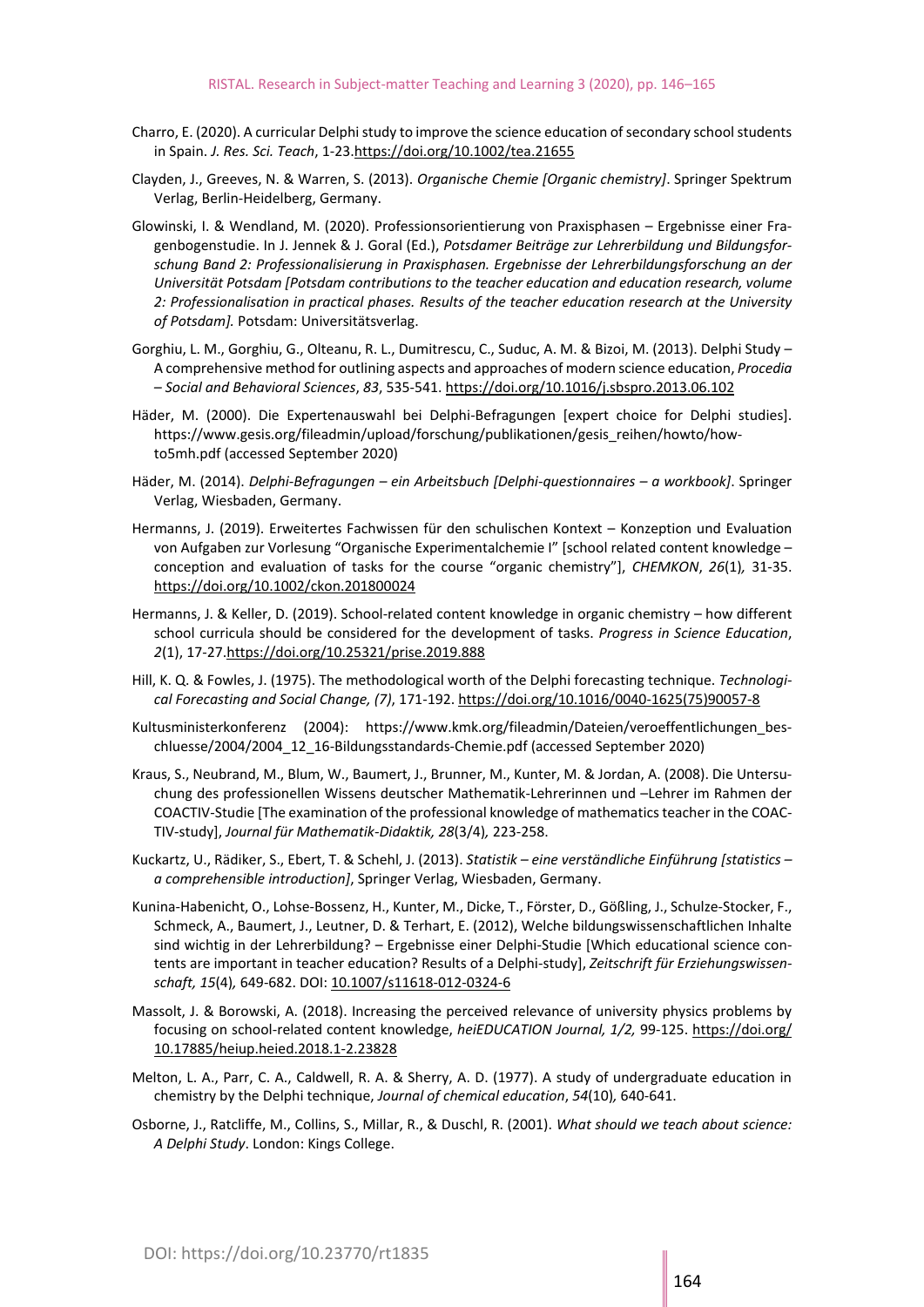Charro, E. (2020). A curricular Delphi study to improve the science education of secondary school students in Spain. *J. Res. Sci. Teach*, 1-23.https://doi.org/10.1002/tea.21655

Clayden, J., Greeves, N. & Warren, S. (2013). *Organische Chemie [Organic chemistry]*. Springer Spektrum Verlag, Berlin-Heidelberg, Germany.

Glowinski, I. & Wendland, M. (2020). Professionsorientierung von Praxisphasen – Ergebnisse einer Fragenbogenstudie. In J. Jennek & J. Goral (Ed.), *Potsdamer Beiträge zur Lehrerbildung und Bildungsforschung Band 2: Professionalisierung in Praxisphasen. Ergebnisse der Lehrerbildungsforschung an der Universität Potsdam [Potsdam contributions to the teacher education and education research, volume 2: Professionalisation in practical phases. Results of the teacher education research at the University of Potsdam].* Potsdam: Universitätsverlag.

Gorghiu, L. M., Gorghiu, G., Olteanu, R. L., Dumitrescu, C., Suduc, A. M. & Bizoi, M. (2013). Delphi Study – A comprehensive method for outlining aspects and approaches of modern science education, *Procedia – Social and Behavioral Sciences*, *83*, 535-541. https://doi.org/10.1016/j.sbspro.2013.06.102

Häder, M. (2000). Die Expertenauswahl bei Delphi-Befragungen [expert choice for Delphi studies]. https://www.gesis.org/fileadmin/upload/forschung/publikationen/gesis_reihen/howto/how-to5mh.pdf (accessed September 2020)

Häder, M. (2014). *Delphi-Befragungen – ein Arbeitsbuch [Delphi-questionnaires – a workbook]*. Springer Verlag, Wiesbaden, Germany.

Hermanns, J. (2019). Erweitertes Fachwissen für den schulischen Kontext – Konzeption und Evaluation von Aufgaben zur Vorlesung "Organische Experimentalchemie I" [school related content knowledge – conception and evaluation of tasks for the course "organic chemistry"], *CHEMKON*, *26*(1)*,* 31-35. https://doi.org/10.1002/ckon.201800024

Hermanns, J. & Keller, D. (2019). School-related content knowledge in organic chemistry – how different school curricula should be considered for the development of tasks. *Progress in Science Education*, *2*(1), 17-27.https://doi.org/10.25321/prise.2019.888

Hill, K. Q. & Fowles, J. (1975). The methodological worth of the Delphi forecasting technique. *Technological Forecasting and Social Change, (7)*, 171-192. https://doi.org/10.1016/0040-1625(75)90057-8

Kultusministerkonferenz (2004): https://www.kmk.org/fileadmin/Dateien/veroeffentlichungen_beschluesse/2004/2004_12_16-Bildungsstandards-Chemie.pdf (accessed September 2020)

Kraus, S., Neubrand, M., Blum, W., Baumert, J., Brunner, M., Kunter, M. & Jordan, A. (2008). Die Untersuchung des professionellen Wissens deutscher Mathematik-Lehrerinnen und –Lehrer im Rahmen der COACTIV-Studie [The examination of the professional knowledge of mathematics teacher in the COACTIV-study], *Journal für Mathematik-Didaktik, 28*(3/4)*,* 223-258.

Kuckartz, U., Rädiker, S., Ebert, T. & Schehl, J. (2013). *Statistik – eine verständliche Einführung [statistics – a comprehensible introduction]*, Springer Verlag, Wiesbaden, Germany.

Kunina-Habenicht, O., Lohse-Bossenz, H., Kunter, M., Dicke, T., Förster, D., Gößling, J., Schulze-Stocker, F., Schmeck, A., Baumert, J., Leutner, D. & Terhart, E. (2012), Welche bildungswissenschaftlichen Inhalte sind wichtig in der Lehrerbildung? – Ergebnisse einer Delphi-Studie [Which educational science contents are important in teacher education? Results of a Delphi-study], *Zeitschrift für Erziehungswissenschaft, 15*(4)*,* 649-682. DOI: 10.1007/s11618-012-0324-6

Massolt, J. & Borowski, A. (2018). Increasing the perceived relevance of university physics problems by focusing on school-related content knowledge, *heiEDUCATION Journal, 1/2,* 99-125. https://doi.org/10.17885/heiup.heied.2018.1-2.23828

Melton, L. A., Parr, C. A., Caldwell, R. A. & Sherry, A. D. (1977). A study of undergraduate education in chemistry by the Delphi technique, *Journal of chemical education*, *54*(10)*,* 640-641.

Osborne, J., Ratcliffe, M., Collins, S., Millar, R., & Duschl, R. (2001). *What should we teach about science: A Delphi Study*. London: Kings College.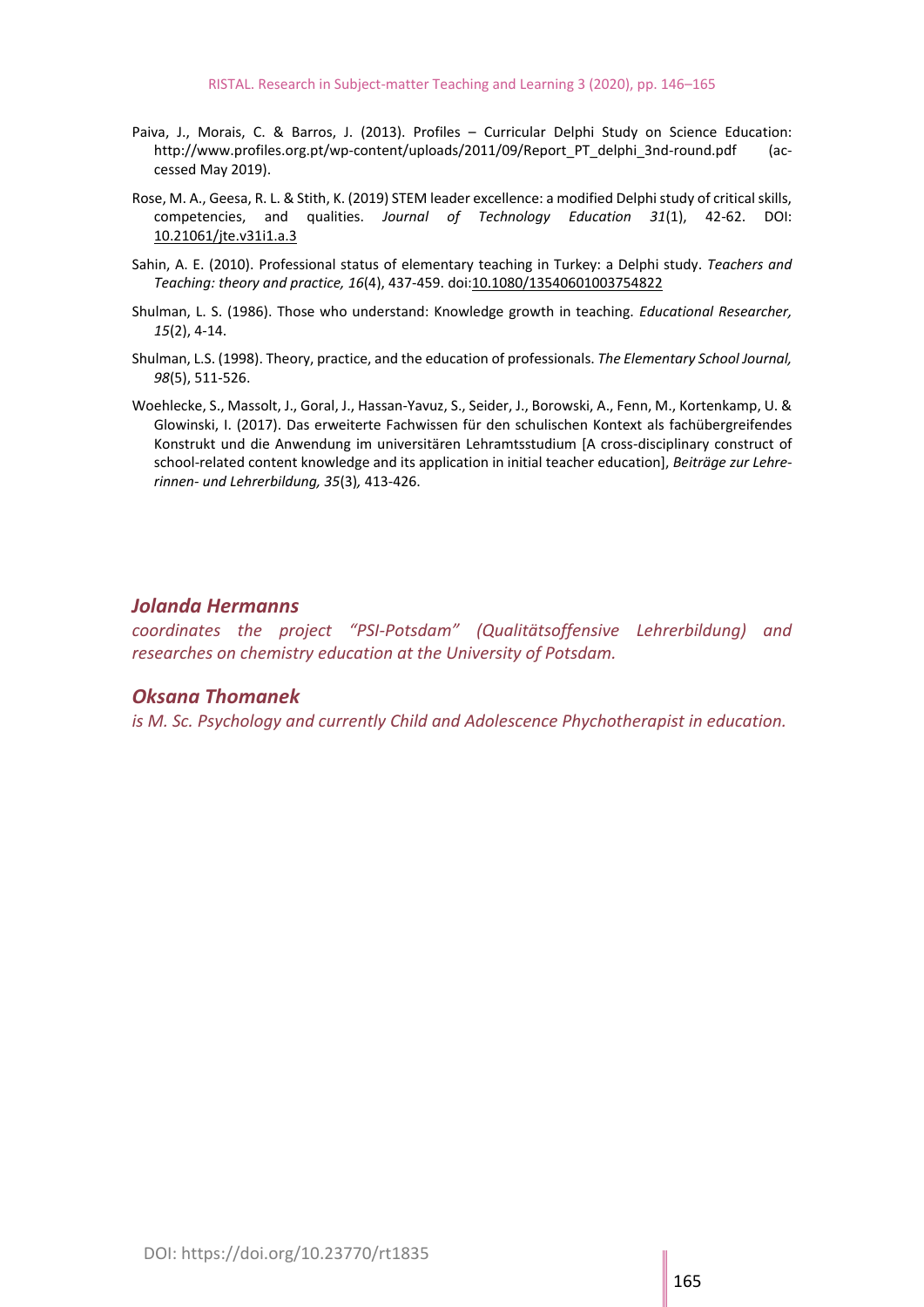Paiva, J., Morais, C. & Barros, J. (2013). Profiles – Curricular Delphi Study on Science Education: http://www.profiles.org.pt/wp-content/uploads/2011/09/Report_PT_delphi_3nd-round.pdf (accessed May 2019).

Rose, M. A., Geesa, R. L. & Stith, K. (2019) STEM leader excellence: a modified Delphi study of critical skills, competencies, and qualities. *Journal of Technology Education 31*(1), 42-62. DOI: 10.21061/jte.v31i1.a.3

Sahin, A. E. (2010). Professional status of elementary teaching in Turkey: a Delphi study. *Teachers and Teaching: theory and practice, 16*(4), 437-459. doi:10.1080/13540601003754822

Shulman, L. S. (1986). Those who understand: Knowledge growth in teaching. *Educational Researcher, 15*(2), 4-14.

Shulman, L.S. (1998). Theory, practice, and the education of professionals. *The Elementary School Journal, 98*(5), 511-526.

Woehlecke, S., Massolt, J., Goral, J., Hassan-Yavuz, S., Seider, J., Borowski, A., Fenn, M., Kortenkamp, U. & Glowinski, I. (2017). Das erweiterte Fachwissen für den schulischen Kontext als fachübergreifendes Konstrukt und die Anwendung im universitären Lehramtsstudium [A cross-disciplinary construct of school-related content knowledge and its application in initial teacher education], *Beiträge zur Lehrerinnen- und Lehrerbildung, 35*(3), 413-426.

### *Jolanda Hermanns*

*coordinates the project "PSI-Potsdam" (Qualitätsoffensive Lehrerbildung) and researches on chemistry education at the University of Potsdam.*

### *Oksana Thomanek*

*is M. Sc. Psychology and currently Child and Adolescence Phychotherapist in education.*